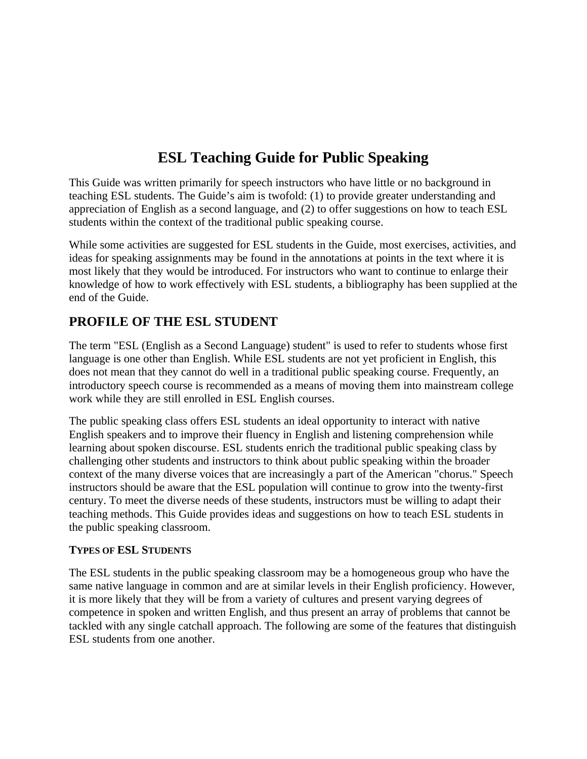# ESL Teaching Guide for Public Speaking

This Guide was written primarily for speech instructors who have little or no background in teaching ESL students. The Guide's aim is twofold: (1) to provide greater understanding and appreciation of English as a second language, and (2) to offer suggestions on how to teach ESL students within the context of the traditional public speaking course.

While some activities are suggested for ESL students in the Guide, most exercises, activities, and ideas for speaking assignments may be found in the annotations at points in the text where it is most likely that they would be introduced. For instructors who want to continue to enlarge their knowledge of how to work effectively with ESL students, a bibliography has been supplied at the end of the Guide.

## PROFILE OF THE ESL STUDENT

The term "ESL (English as a Second Language) student" is used to refer to students whose first language is one other than English. While ESL students are not yet proficient in English, this does not mean that they cannot do well in a traditional public speaking course. Frequently, an introductory speech course is recommended as a means of moving them into mainstream college work while they are still enrolled in ESL English courses.

The public speaking class offers ESL students an ideal opportunity to interact with native English speakers and to improve their fluency in English and listening comprehension while learning about spoken discourse. ESL students enrich the traditional public speaking class by challenging other students and instructors to think about public speaking within the broader context of the many diverse voices that are increasingly a part of the American "chorus." Speech instructors should be aware that the ESL population will continue to grow into the twenty-first century. To meet the diverse needs of these students, instructors must be willing to adapt their teaching methods. This Guide provides ideas and suggestions on how to teach ESL students in the public speaking classroom.

### TYPES OF ESL STUDENTS

The ESL students in the public speaking classroom may be a homogeneous group who have the same native language in common and are at similar levels in their English proficiency. However, it is more likely that they will be from a variety of cultures and present varying degrees of competence in spoken and written English, and thus present an array of problems that cannot be tackled with any single catchall approach. The following are some of the features that distinguish ESL students from one another.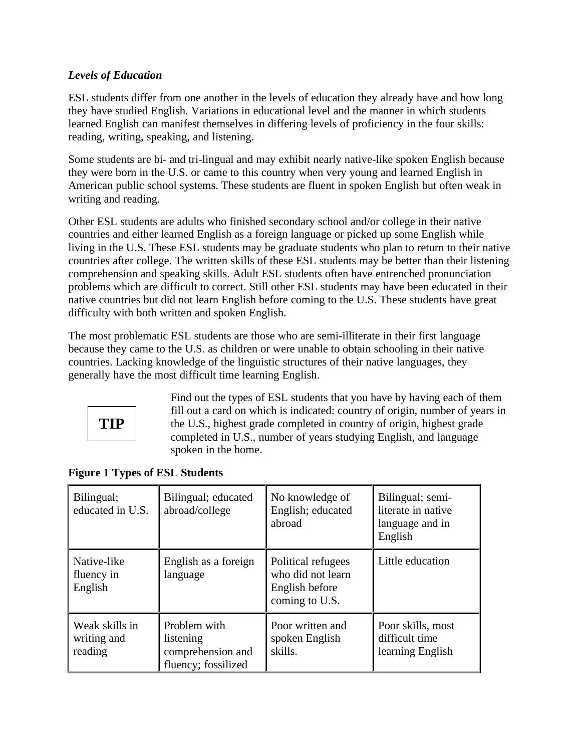***Levels of Education***

ESL students differ from one another in the levels of education they already have and how long they have studied English. Variations in educational level and the manner in which students learned English can manifest themselves in differing levels of proficiency in the four skills: reading, writing, speaking, and listening.

Some students are bi- and tri-lingual and may exhibit nearly native-like spoken English because they were born in the U.S. or came to this country when very young and learned English in American public school systems. These students are fluent in spoken English but often weak in writing and reading.

Other ESL students are adults who finished secondary school and/or college in their native countries and either learned English as a foreign language or picked up some English while living in the U.S. These ESL students may be graduate students who plan to return to their native countries after college. The written skills of these ESL students may be better than their listening comprehension and speaking skills. Adult ESL students often have entrenched pronunciation problems which are difficult to correct. Still other ESL students may have been educated in their native countries but did not learn English before coming to the U.S. These students have great difficulty with both written and spoken English.

The most problematic ESL students are those who are semi-illiterate in their first language because they came to the U.S. as children or were unable to obtain schooling in their native countries. Lacking knowledge of the linguistic structures of their native languages, they generally have the most difficult time learning English.

**TIP**

Find out the types of ESL students that you have by having each of them fill out a card on which is indicated: country of origin, number of years in the U.S., highest grade completed in country of origin, highest grade completed in U.S., number of years studying English, and language spoken in the home.

**Figure 1 Types of ESL Students**

| Bilingual; educated in U.S. | Bilingual; educated abroad/college | No knowledge of English; educated abroad | Bilingual; semi-literate in native language and in English |
|---|---|---|---|
| Native-like fluency in English | English as a foreign language | Political refugees who did not learn English before coming to U.S. | Little education |
| Weak skills in writing and reading | Problem with listening comprehension and fluency; fossilized | Poor written and spoken English skills. | Poor skills, most difficult time learning English |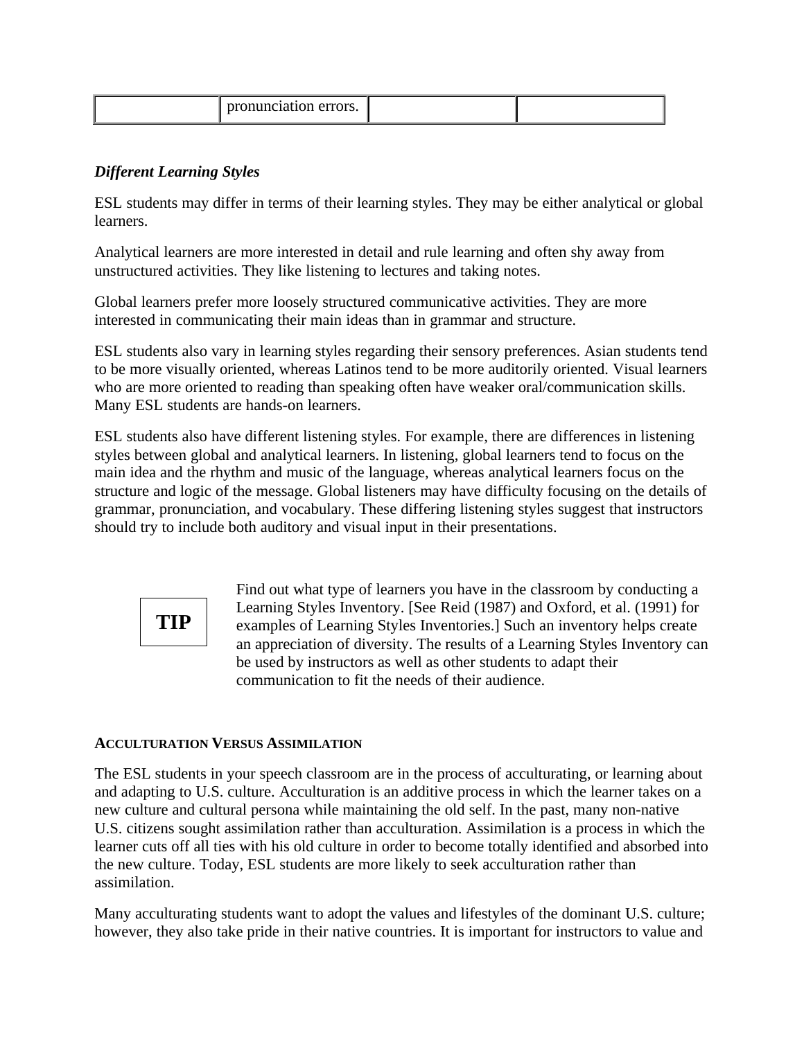|  | pronunciation errors. |  |  |
|---|---|---|---|

***Different Learning Styles***

ESL students may differ in terms of their learning styles. They may be either analytical or global learners.

Analytical learners are more interested in detail and rule learning and often shy away from unstructured activities. They like listening to lectures and taking notes.

Global learners prefer more loosely structured communicative activities. They are more interested in communicating their main ideas than in grammar and structure.

ESL students also vary in learning styles regarding their sensory preferences. Asian students tend to be more visually oriented, whereas Latinos tend to be more auditorily oriented. Visual learners who are more oriented to reading than speaking often have weaker oral/communication skills. Many ESL students are hands-on learners.

ESL students also have different listening styles. For example, there are differences in listening styles between global and analytical learners. In listening, global learners tend to focus on the main idea and the rhythm and music of the language, whereas analytical learners focus on the structure and logic of the message. Global listeners may have difficulty focusing on the details of grammar, pronunciation, and vocabulary. These differing listening styles suggest that instructors should try to include both auditory and visual input in their presentations.

**TIP**

Find out what type of learners you have in the classroom by conducting a Learning Styles Inventory. [See Reid (1987) and Oxford, et al. (1991) for examples of Learning Styles Inventories.] Such an inventory helps create an appreciation of diversity. The results of a Learning Styles Inventory can be used by instructors as well as other students to adapt their communication to fit the needs of their audience.

**ACCULTURATION VERSUS ASSIMILATION**

The ESL students in your speech classroom are in the process of acculturating, or learning about and adapting to U.S. culture. Acculturation is an additive process in which the learner takes on a new culture and cultural persona while maintaining the old self. In the past, many non-native U.S. citizens sought assimilation rather than acculturation. Assimilation is a process in which the learner cuts off all ties with his old culture in order to become totally identified and absorbed into the new culture. Today, ESL students are more likely to seek acculturation rather than assimilation.

Many acculturating students want to adopt the values and lifestyles of the dominant U.S. culture; however, they also take pride in their native countries. It is important for instructors to value and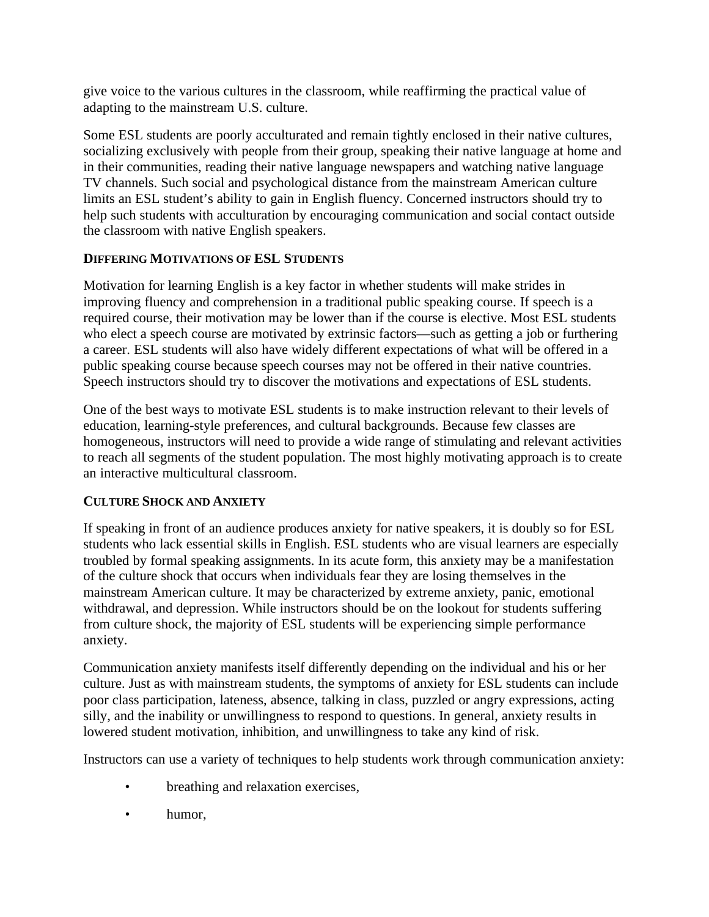give voice to the various cultures in the classroom, while reaffirming the practical value of adapting to the mainstream U.S. culture.

Some ESL students are poorly acculturated and remain tightly enclosed in their native cultures, socializing exclusively with people from their group, speaking their native language at home and in their communities, reading their native language newspapers and watching native language TV channels. Such social and psychological distance from the mainstream American culture limits an ESL student's ability to gain in English fluency. Concerned instructors should try to help such students with acculturation by encouraging communication and social contact outside the classroom with native English speakers.

### DIFFERING MOTIVATIONS OF ESL STUDENTS

Motivation for learning English is a key factor in whether students will make strides in improving fluency and comprehension in a traditional public speaking course. If speech is a required course, their motivation may be lower than if the course is elective. Most ESL students who elect a speech course are motivated by extrinsic factors—such as getting a job or furthering a career. ESL students will also have widely different expectations of what will be offered in a public speaking course because speech courses may not be offered in their native countries. Speech instructors should try to discover the motivations and expectations of ESL students.

One of the best ways to motivate ESL students is to make instruction relevant to their levels of education, learning-style preferences, and cultural backgrounds. Because few classes are homogeneous, instructors will need to provide a wide range of stimulating and relevant activities to reach all segments of the student population. The most highly motivating approach is to create an interactive multicultural classroom.

### CULTURE SHOCK AND ANXIETY

If speaking in front of an audience produces anxiety for native speakers, it is doubly so for ESL students who lack essential skills in English. ESL students who are visual learners are especially troubled by formal speaking assignments. In its acute form, this anxiety may be a manifestation of the culture shock that occurs when individuals fear they are losing themselves in the mainstream American culture. It may be characterized by extreme anxiety, panic, emotional withdrawal, and depression. While instructors should be on the lookout for students suffering from culture shock, the majority of ESL students will be experiencing simple performance anxiety.

Communication anxiety manifests itself differently depending on the individual and his or her culture. Just as with mainstream students, the symptoms of anxiety for ESL students can include poor class participation, lateness, absence, talking in class, puzzled or angry expressions, acting silly, and the inability or unwillingness to respond to questions. In general, anxiety results in lowered student motivation, inhibition, and unwillingness to take any kind of risk.

Instructors can use a variety of techniques to help students work through communication anxiety:

- breathing and relaxation exercises,
- humor,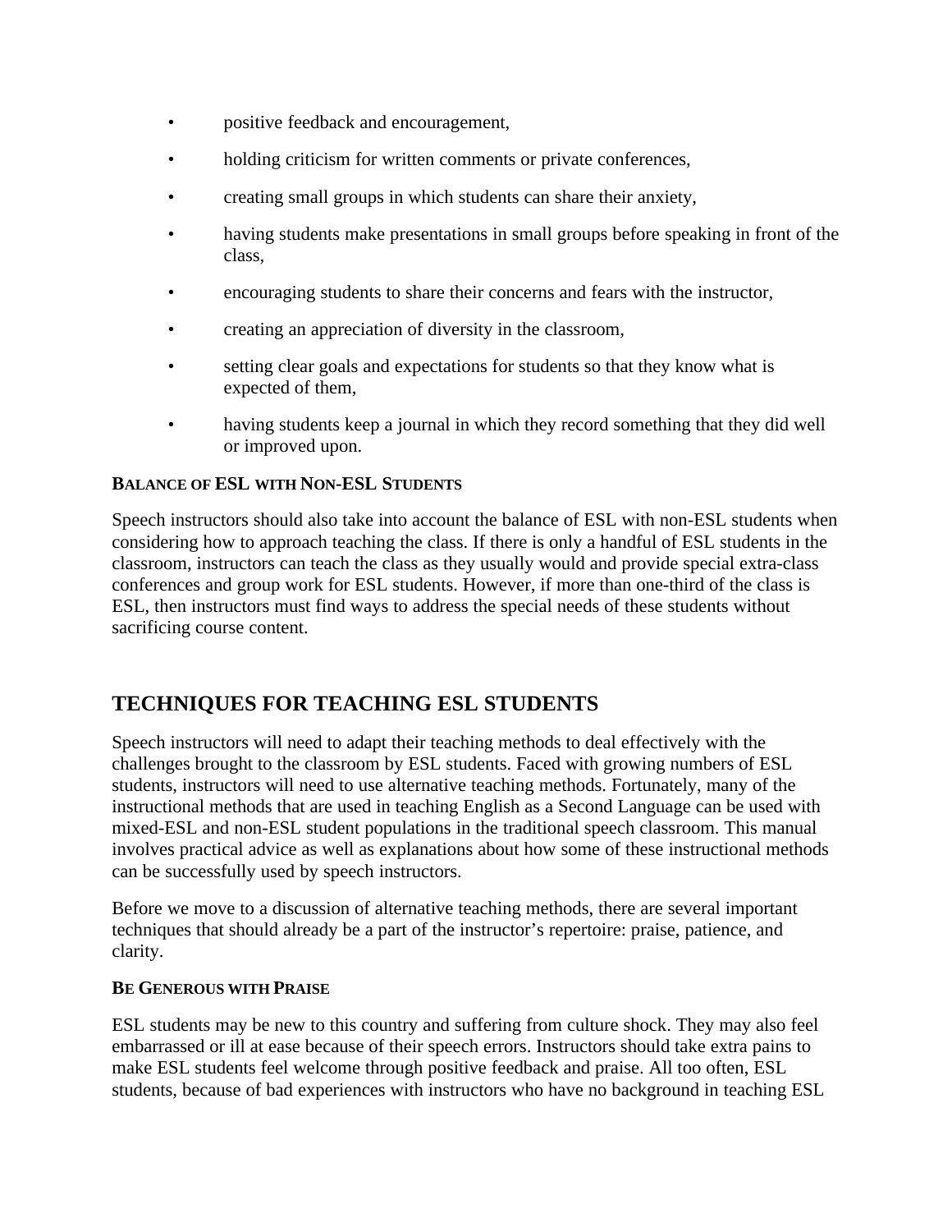- positive feedback and encouragement,
- holding criticism for written comments or private conferences,
- creating small groups in which students can share their anxiety,
- having students make presentations in small groups before speaking in front of the class,
- encouraging students to share their concerns and fears with the instructor,
- creating an appreciation of diversity in the classroom,
- setting clear goals and expectations for students so that they know what is expected of them,
- having students keep a journal in which they record something that they did well or improved upon.

### BALANCE OF ESL WITH NON-ESL STUDENTS

Speech instructors should also take into account the balance of ESL with non-ESL students when considering how to approach teaching the class. If there is only a handful of ESL students in the classroom, instructors can teach the class as they usually would and provide special extra-class conferences and group work for ESL students. However, if more than one-third of the class is ESL, then instructors must find ways to address the special needs of these students without sacrificing course content.

## TECHNIQUES FOR TEACHING ESL STUDENTS

Speech instructors will need to adapt their teaching methods to deal effectively with the challenges brought to the classroom by ESL students. Faced with growing numbers of ESL students, instructors will need to use alternative teaching methods. Fortunately, many of the instructional methods that are used in teaching English as a Second Language can be used with mixed-ESL and non-ESL student populations in the traditional speech classroom. This manual involves practical advice as well as explanations about how some of these instructional methods can be successfully used by speech instructors.

Before we move to a discussion of alternative teaching methods, there are several important techniques that should already be a part of the instructor's repertoire: praise, patience, and clarity.

### BE GENEROUS WITH PRAISE

ESL students may be new to this country and suffering from culture shock. They may also feel embarrassed or ill at ease because of their speech errors. Instructors should take extra pains to make ESL students feel welcome through positive feedback and praise. All too often, ESL students, because of bad experiences with instructors who have no background in teaching ESL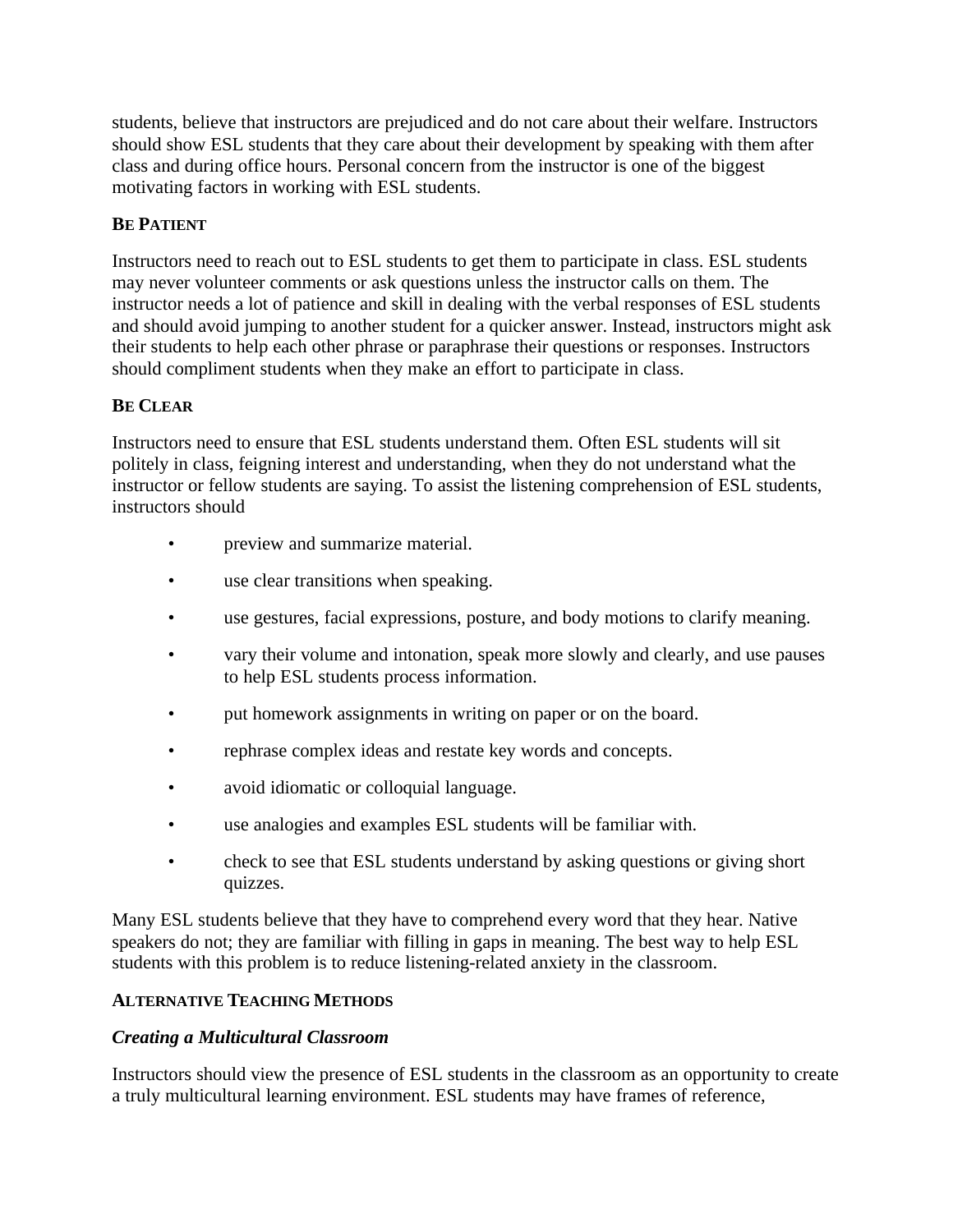students, believe that instructors are prejudiced and do not care about their welfare. Instructors should show ESL students that they care about their development by speaking with them after class and during office hours. Personal concern from the instructor is one of the biggest motivating factors in working with ESL students.

### BE PATIENT

Instructors need to reach out to ESL students to get them to participate in class. ESL students may never volunteer comments or ask questions unless the instructor calls on them. The instructor needs a lot of patience and skill in dealing with the verbal responses of ESL students and should avoid jumping to another student for a quicker answer. Instead, instructors might ask their students to help each other phrase or paraphrase their questions or responses. Instructors should compliment students when they make an effort to participate in class.

### BE CLEAR

Instructors need to ensure that ESL students understand them. Often ESL students will sit politely in class, feigning interest and understanding, when they do not understand what the instructor or fellow students are saying. To assist the listening comprehension of ESL students, instructors should

- preview and summarize material.
- use clear transitions when speaking.
- use gestures, facial expressions, posture, and body motions to clarify meaning.
- vary their volume and intonation, speak more slowly and clearly, and use pauses to help ESL students process information.
- put homework assignments in writing on paper or on the board.
- rephrase complex ideas and restate key words and concepts.
- avoid idiomatic or colloquial language.
- use analogies and examples ESL students will be familiar with.
- check to see that ESL students understand by asking questions or giving short quizzes.

Many ESL students believe that they have to comprehend every word that they hear. Native speakers do not; they are familiar with filling in gaps in meaning. The best way to help ESL students with this problem is to reduce listening-related anxiety in the classroom.

### ALTERNATIVE TEACHING METHODS

#### *Creating a Multicultural Classroom*

Instructors should view the presence of ESL students in the classroom as an opportunity to create a truly multicultural learning environment. ESL students may have frames of reference,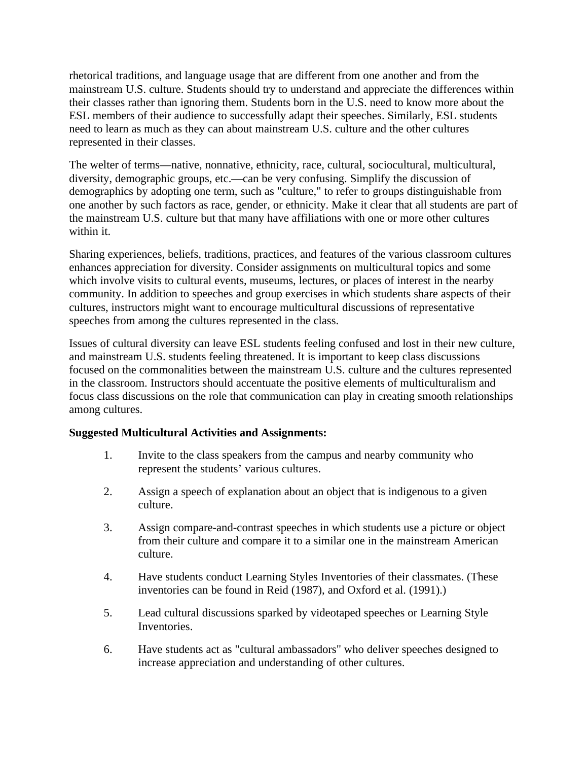rhetorical traditions, and language usage that are different from one another and from the mainstream U.S. culture. Students should try to understand and appreciate the differences within their classes rather than ignoring them. Students born in the U.S. need to know more about the ESL members of their audience to successfully adapt their speeches. Similarly, ESL students need to learn as much as they can about mainstream U.S. culture and the other cultures represented in their classes.

The welter of terms—native, nonnative, ethnicity, race, cultural, sociocultural, multicultural, diversity, demographic groups, etc.—can be very confusing. Simplify the discussion of demographics by adopting one term, such as "culture," to refer to groups distinguishable from one another by such factors as race, gender, or ethnicity. Make it clear that all students are part of the mainstream U.S. culture but that many have affiliations with one or more other cultures within it.

Sharing experiences, beliefs, traditions, practices, and features of the various classroom cultures enhances appreciation for diversity. Consider assignments on multicultural topics and some which involve visits to cultural events, museums, lectures, or places of interest in the nearby community. In addition to speeches and group exercises in which students share aspects of their cultures, instructors might want to encourage multicultural discussions of representative speeches from among the cultures represented in the class.

Issues of cultural diversity can leave ESL students feeling confused and lost in their new culture, and mainstream U.S. students feeling threatened. It is important to keep class discussions focused on the commonalities between the mainstream U.S. culture and the cultures represented in the classroom. Instructors should accentuate the positive elements of multiculturalism and focus class discussions on the role that communication can play in creating smooth relationships among cultures.

**Suggested Multicultural Activities and Assignments:**

1. Invite to the class speakers from the campus and nearby community who represent the students' various cultures.

2. Assign a speech of explanation about an object that is indigenous to a given culture.

3. Assign compare-and-contrast speeches in which students use a picture or object from their culture and compare it to a similar one in the mainstream American culture.

4. Have students conduct Learning Styles Inventories of their classmates. (These inventories can be found in Reid (1987), and Oxford et al. (1991).)

5. Lead cultural discussions sparked by videotaped speeches or Learning Style Inventories.

6. Have students act as "cultural ambassadors" who deliver speeches designed to increase appreciation and understanding of other cultures.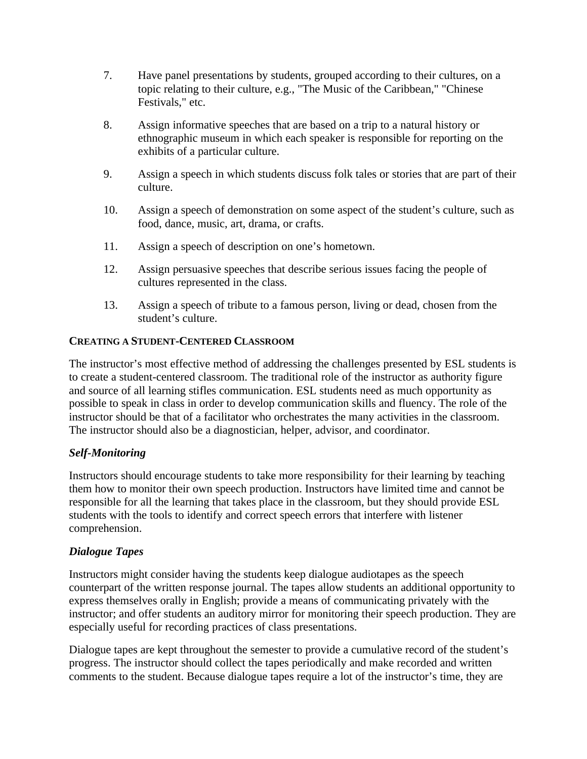7. Have panel presentations by students, grouped according to their cultures, on a topic relating to their culture, e.g., "The Music of the Caribbean," "Chinese Festivals," etc.

8. Assign informative speeches that are based on a trip to a natural history or ethnographic museum in which each speaker is responsible for reporting on the exhibits of a particular culture.

9. Assign a speech in which students discuss folk tales or stories that are part of their culture.

10. Assign a speech of demonstration on some aspect of the student's culture, such as food, dance, music, art, drama, or crafts.

11. Assign a speech of description on one's hometown.

12. Assign persuasive speeches that describe serious issues facing the people of cultures represented in the class.

13. Assign a speech of tribute to a famous person, living or dead, chosen from the student's culture.

## CREATING A STUDENT-CENTERED CLASSROOM

The instructor's most effective method of addressing the challenges presented by ESL students is to create a student-centered classroom. The traditional role of the instructor as authority figure and source of all learning stifles communication. ESL students need as much opportunity as possible to speak in class in order to develop communication skills and fluency. The role of the instructor should be that of a facilitator who orchestrates the many activities in the classroom. The instructor should also be a diagnostician, helper, advisor, and coordinator.

### *Self-Monitoring*

Instructors should encourage students to take more responsibility for their learning by teaching them how to monitor their own speech production. Instructors have limited time and cannot be responsible for all the learning that takes place in the classroom, but they should provide ESL students with the tools to identify and correct speech errors that interfere with listener comprehension.

### *Dialogue Tapes*

Instructors might consider having the students keep dialogue audiotapes as the speech counterpart of the written response journal. The tapes allow students an additional opportunity to express themselves orally in English; provide a means of communicating privately with the instructor; and offer students an auditory mirror for monitoring their speech production. They are especially useful for recording practices of class presentations.

Dialogue tapes are kept throughout the semester to provide a cumulative record of the student's progress. The instructor should collect the tapes periodically and make recorded and written comments to the student. Because dialogue tapes require a lot of the instructor's time, they are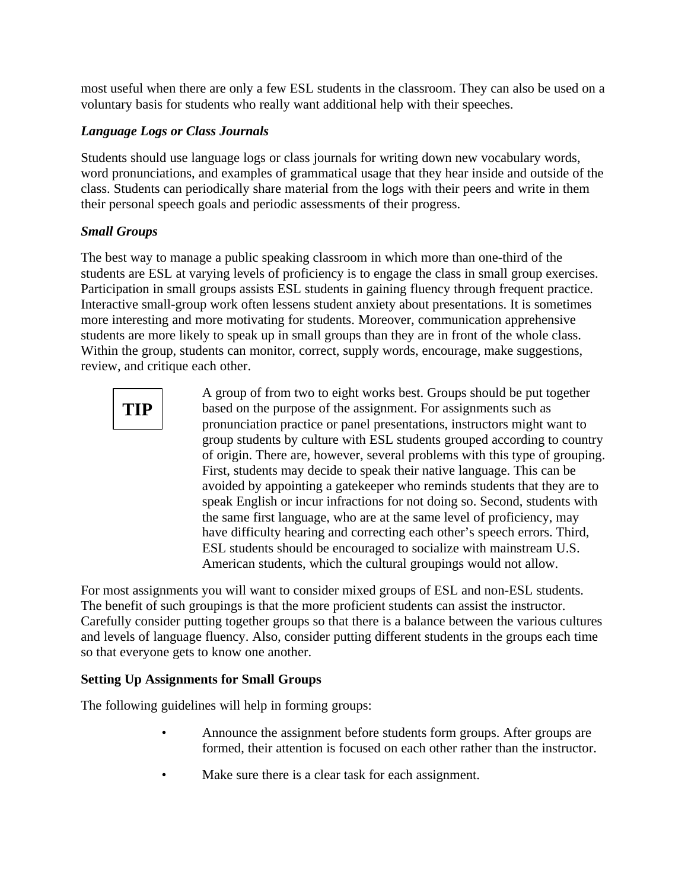most useful when there are only a few ESL students in the classroom. They can also be used on a voluntary basis for students who really want additional help with their speeches.

### *Language Logs or Class Journals*

Students should use language logs or class journals for writing down new vocabulary words, word pronunciations, and examples of grammatical usage that they hear inside and outside of the class. Students can periodically share material from the logs with their peers and write in them their personal speech goals and periodic assessments of their progress.

### *Small Groups*

The best way to manage a public speaking classroom in which more than one-third of the students are ESL at varying levels of proficiency is to engage the class in small group exercises. Participation in small groups assists ESL students in gaining fluency through frequent practice. Interactive small-group work often lessens student anxiety about presentations. It is sometimes more interesting and more motivating for students. Moreover, communication apprehensive students are more likely to speak up in small groups than they are in front of the whole class. Within the group, students can monitor, correct, supply words, encourage, make suggestions, review, and critique each other.

**TIP**

A group of from two to eight works best. Groups should be put together based on the purpose of the assignment. For assignments such as pronunciation practice or panel presentations, instructors might want to group students by culture with ESL students grouped according to country of origin. There are, however, several problems with this type of grouping. First, students may decide to speak their native language. This can be avoided by appointing a gatekeeper who reminds students that they are to speak English or incur infractions for not doing so. Second, students with the same first language, who are at the same level of proficiency, may have difficulty hearing and correcting each other's speech errors. Third, ESL students should be encouraged to socialize with mainstream U.S. American students, which the cultural groupings would not allow.

For most assignments you will want to consider mixed groups of ESL and non-ESL students. The benefit of such groupings is that the more proficient students can assist the instructor. Carefully consider putting together groups so that there is a balance between the various cultures and levels of language fluency. Also, consider putting different students in the groups each time so that everyone gets to know one another.

### Setting Up Assignments for Small Groups

The following guidelines will help in forming groups:

- Announce the assignment before students form groups. After groups are formed, their attention is focused on each other rather than the instructor.
- Make sure there is a clear task for each assignment.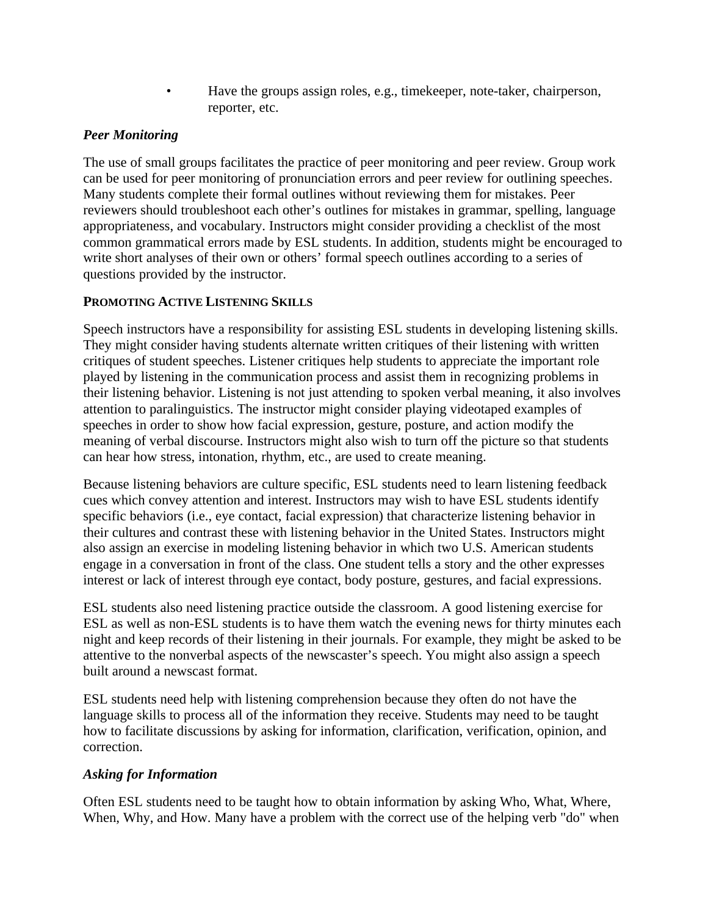- Have the groups assign roles, e.g., timekeeper, note-taker, chairperson, reporter, etc.

### *Peer Monitoring*

The use of small groups facilitates the practice of peer monitoring and peer review. Group work can be used for peer monitoring of pronunciation errors and peer review for outlining speeches. Many students complete their formal outlines without reviewing them for mistakes. Peer reviewers should troubleshoot each other's outlines for mistakes in grammar, spelling, language appropriateness, and vocabulary. Instructors might consider providing a checklist of the most common grammatical errors made by ESL students. In addition, students might be encouraged to write short analyses of their own or others' formal speech outlines according to a series of questions provided by the instructor.

## PROMOTING ACTIVE LISTENING SKILLS

Speech instructors have a responsibility for assisting ESL students in developing listening skills. They might consider having students alternate written critiques of their listening with written critiques of student speeches. Listener critiques help students to appreciate the important role played by listening in the communication process and assist them in recognizing problems in their listening behavior. Listening is not just attending to spoken verbal meaning, it also involves attention to paralinguistics. The instructor might consider playing videotaped examples of speeches in order to show how facial expression, gesture, posture, and action modify the meaning of verbal discourse. Instructors might also wish to turn off the picture so that students can hear how stress, intonation, rhythm, etc., are used to create meaning.

Because listening behaviors are culture specific, ESL students need to learn listening feedback cues which convey attention and interest. Instructors may wish to have ESL students identify specific behaviors (i.e., eye contact, facial expression) that characterize listening behavior in their cultures and contrast these with listening behavior in the United States. Instructors might also assign an exercise in modeling listening behavior in which two U.S. American students engage in a conversation in front of the class. One student tells a story and the other expresses interest or lack of interest through eye contact, body posture, gestures, and facial expressions.

ESL students also need listening practice outside the classroom. A good listening exercise for ESL as well as non-ESL students is to have them watch the evening news for thirty minutes each night and keep records of their listening in their journals. For example, they might be asked to be attentive to the nonverbal aspects of the newscaster's speech. You might also assign a speech built around a newscast format.

ESL students need help with listening comprehension because they often do not have the language skills to process all of the information they receive. Students may need to be taught how to facilitate discussions by asking for information, clarification, verification, opinion, and correction.

### *Asking for Information*

Often ESL students need to be taught how to obtain information by asking Who, What, Where, When, Why, and How. Many have a problem with the correct use of the helping verb "do" when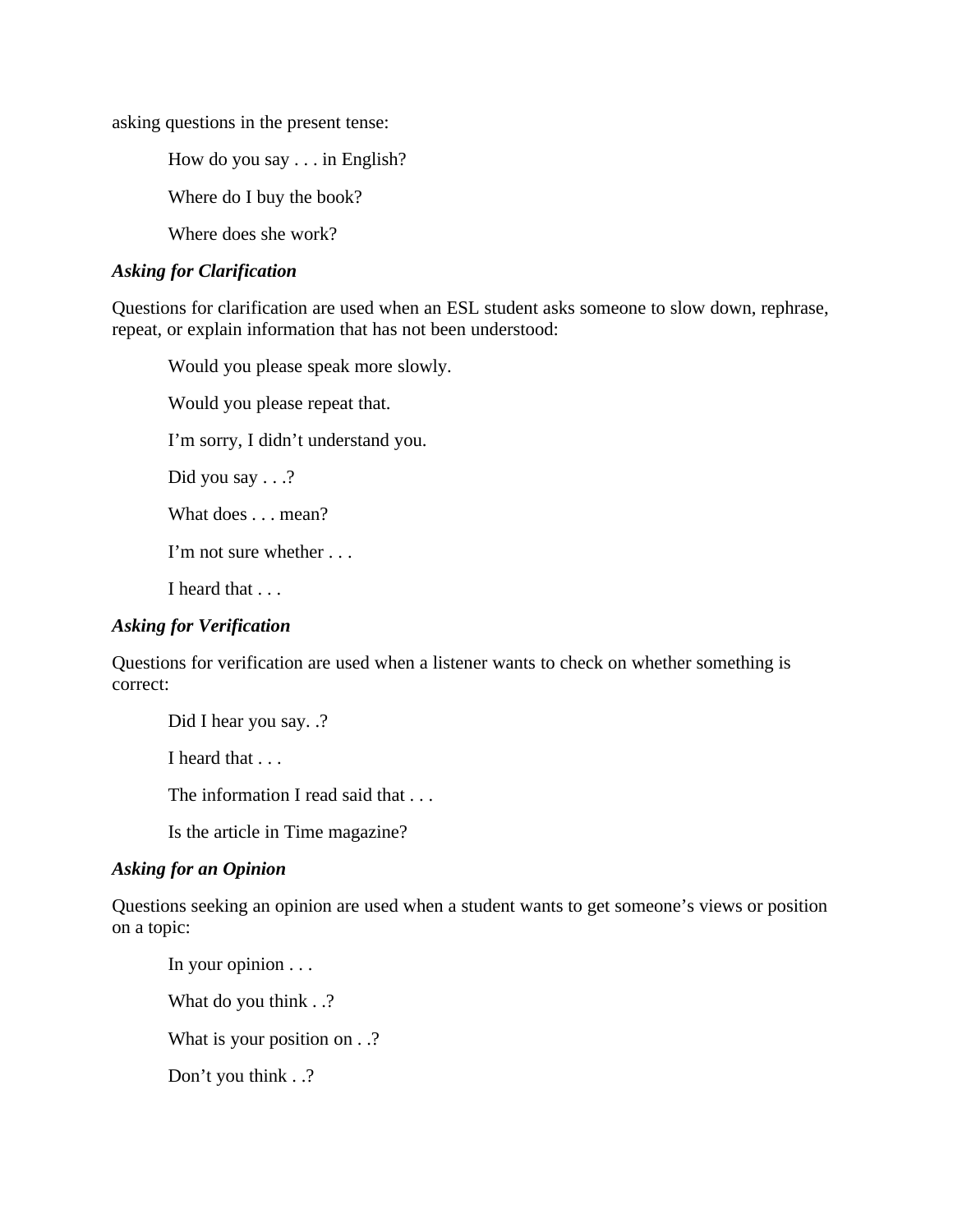asking questions in the present tense:

> How do you say . . . in English?
>
> Where do I buy the book?
>
> Where does she work?

***Asking for Clarification***

Questions for clarification are used when an ESL student asks someone to slow down, rephrase, repeat, or explain information that has not been understood:

> Would you please speak more slowly.
>
> Would you please repeat that.
>
> I'm sorry, I didn't understand you.
>
> Did you say . . .?
>
> What does . . . mean?
>
> I'm not sure whether . . .
>
> I heard that . . .

***Asking for Verification***

Questions for verification are used when a listener wants to check on whether something is correct:

> Did I hear you say. .?
>
> I heard that . . .
>
> The information I read said that . . .
>
> Is the article in Time magazine?

***Asking for an Opinion***

Questions seeking an opinion are used when a student wants to get someone's views or position on a topic:

> In your opinion . . .
>
> What do you think . .?
>
> What is your position on . .?
>
> Don't you think . .?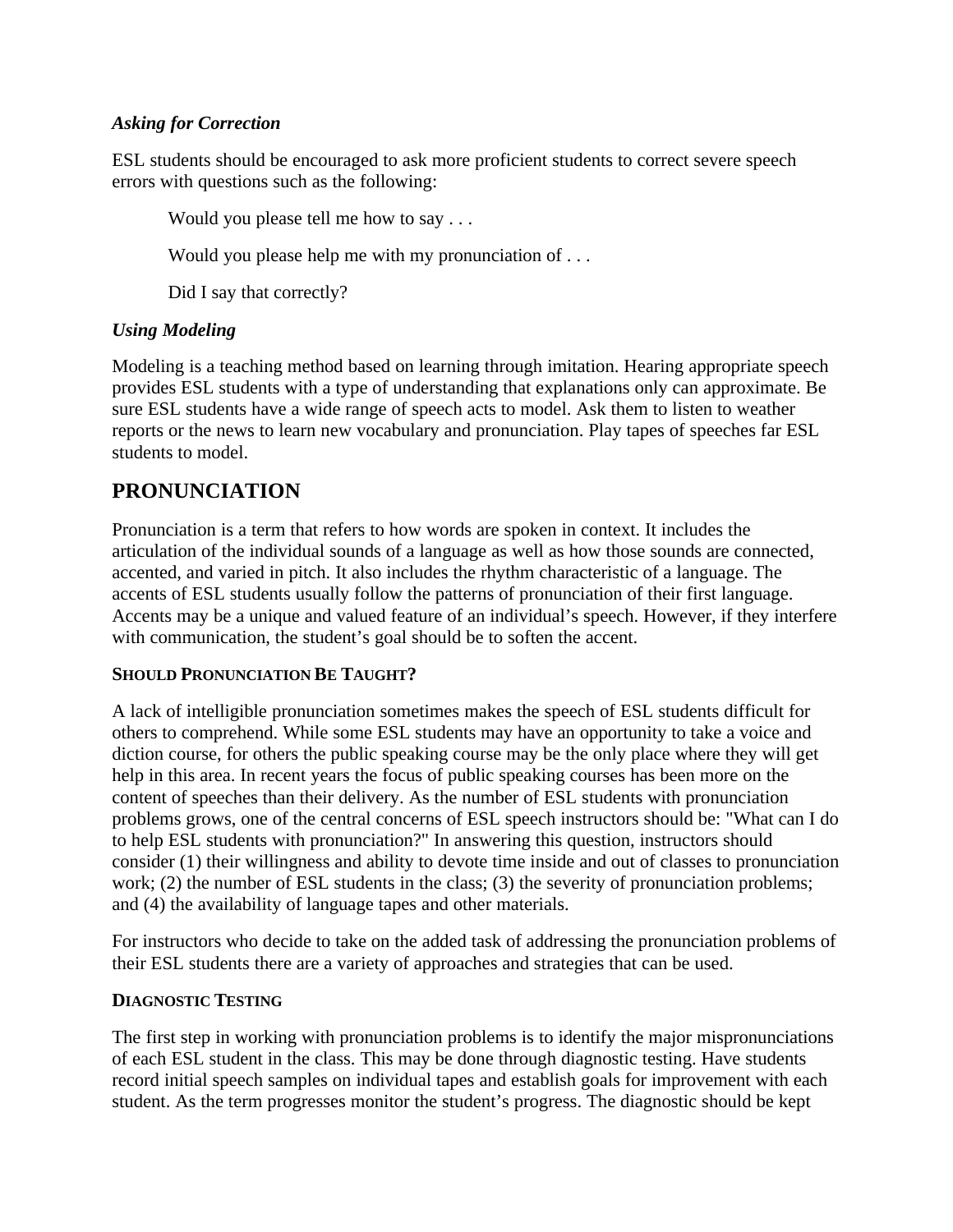***Asking for Correction***

ESL students should be encouraged to ask more proficient students to correct severe speech errors with questions such as the following:

> Would you please tell me how to say . . .
>
> Would you please help me with my pronunciation of . . .
>
> Did I say that correctly?

***Using Modeling***

Modeling is a teaching method based on learning through imitation. Hearing appropriate speech provides ESL students with a type of understanding that explanations only can approximate. Be sure ESL students have a wide range of speech acts to model. Ask them to listen to weather reports or the news to learn new vocabulary and pronunciation. Play tapes of speeches far ESL students to model.

## PRONUNCIATION

Pronunciation is a term that refers to how words are spoken in context. It includes the articulation of the individual sounds of a language as well as how those sounds are connected, accented, and varied in pitch. It also includes the rhythm characteristic of a language. The accents of ESL students usually follow the patterns of pronunciation of their first language. Accents may be a unique and valued feature of an individual's speech. However, if they interfere with communication, the student's goal should be to soften the accent.

### SHOULD PRONUNCIATION BE TAUGHT?

A lack of intelligible pronunciation sometimes makes the speech of ESL students difficult for others to comprehend. While some ESL students may have an opportunity to take a voice and diction course, for others the public speaking course may be the only place where they will get help in this area. In recent years the focus of public speaking courses has been more on the content of speeches than their delivery. As the number of ESL students with pronunciation problems grows, one of the central concerns of ESL speech instructors should be: "What can I do to help ESL students with pronunciation?" In answering this question, instructors should consider (1) their willingness and ability to devote time inside and out of classes to pronunciation work; (2) the number of ESL students in the class; (3) the severity of pronunciation problems; and (4) the availability of language tapes and other materials.

For instructors who decide to take on the added task of addressing the pronunciation problems of their ESL students there are a variety of approaches and strategies that can be used.

### DIAGNOSTIC TESTING

The first step in working with pronunciation problems is to identify the major mispronunciations of each ESL student in the class. This may be done through diagnostic testing. Have students record initial speech samples on individual tapes and establish goals for improvement with each student. As the term progresses monitor the student's progress. The diagnostic should be kept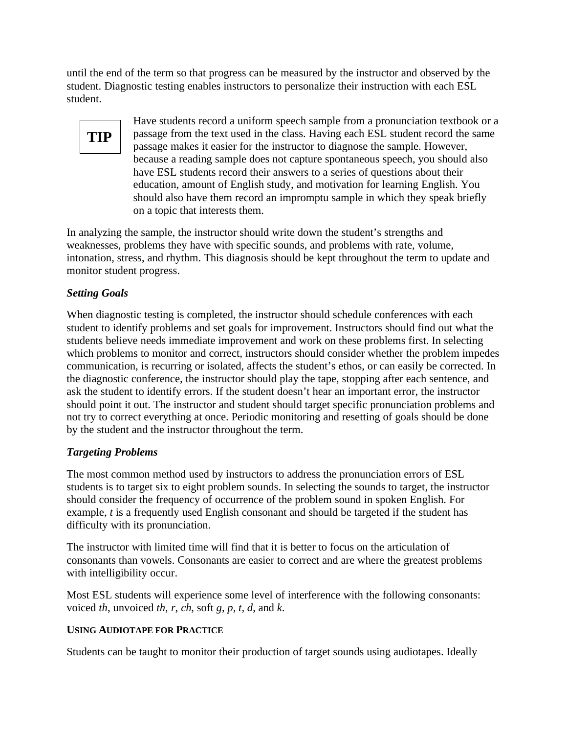until the end of the term so that progress can be measured by the instructor and observed by the student. Diagnostic testing enables instructors to personalize their instruction with each ESL student.

> **TIP**
>
> Have students record a uniform speech sample from a pronunciation textbook or a passage from the text used in the class. Having each ESL student record the same passage makes it easier for the instructor to diagnose the sample. However, because a reading sample does not capture spontaneous speech, you should also have ESL students record their answers to a series of questions about their education, amount of English study, and motivation for learning English. You should also have them record an impromptu sample in which they speak briefly on a topic that interests them.

In analyzing the sample, the instructor should write down the student's strengths and weaknesses, problems they have with specific sounds, and problems with rate, volume, intonation, stress, and rhythm. This diagnosis should be kept throughout the term to update and monitor student progress.

### *Setting Goals*

When diagnostic testing is completed, the instructor should schedule conferences with each student to identify problems and set goals for improvement. Instructors should find out what the students believe needs immediate improvement and work on these problems first. In selecting which problems to monitor and correct, instructors should consider whether the problem impedes communication, is recurring or isolated, affects the student's ethos, or can easily be corrected. In the diagnostic conference, the instructor should play the tape, stopping after each sentence, and ask the student to identify errors. If the student doesn't hear an important error, the instructor should point it out. The instructor and student should target specific pronunciation problems and not try to correct everything at once. Periodic monitoring and resetting of goals should be done by the student and the instructor throughout the term.

### *Targeting Problems*

The most common method used by instructors to address the pronunciation errors of ESL students is to target six to eight problem sounds. In selecting the sounds to target, the instructor should consider the frequency of occurrence of the problem sound in spoken English. For example, *t* is a frequently used English consonant and should be targeted if the student has difficulty with its pronunciation.

The instructor with limited time will find that it is better to focus on the articulation of consonants than vowels. Consonants are easier to correct and are where the greatest problems with intelligibility occur.

Most ESL students will experience some level of interference with the following consonants: voiced *th*, unvoiced *th*, *r*, *ch*, soft *g*, *p*, *t*, *d*, and *k*.

## USING AUDIOTAPE FOR PRACTICE

Students can be taught to monitor their production of target sounds using audiotapes. Ideally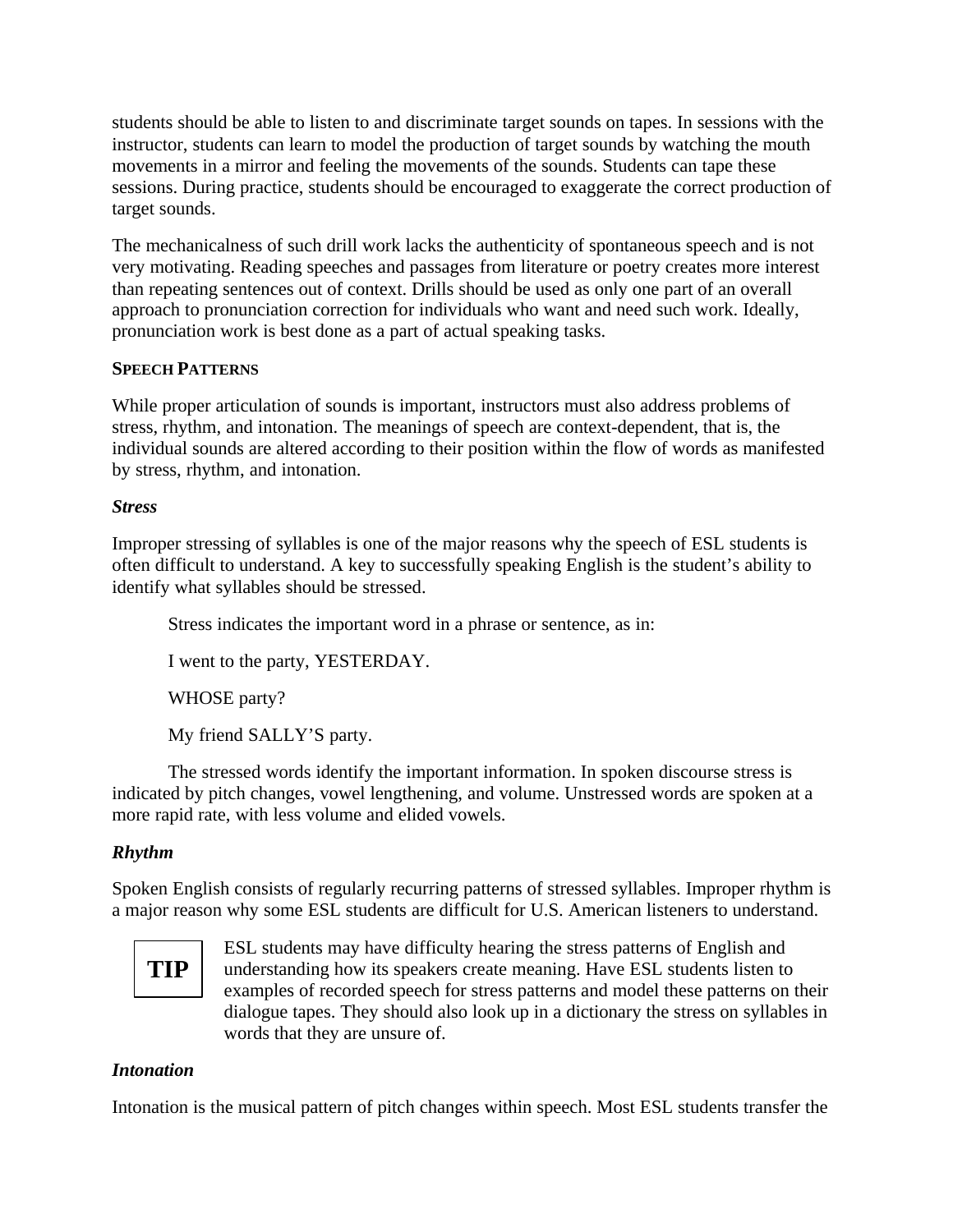students should be able to listen to and discriminate target sounds on tapes. In sessions with the instructor, students can learn to model the production of target sounds by watching the mouth movements in a mirror and feeling the movements of the sounds. Students can tape these sessions. During practice, students should be encouraged to exaggerate the correct production of target sounds.

The mechanicalness of such drill work lacks the authenticity of spontaneous speech and is not very motivating. Reading speeches and passages from literature or poetry creates more interest than repeating sentences out of context. Drills should be used as only one part of an overall approach to pronunciation correction for individuals who want and need such work. Ideally, pronunciation work is best done as a part of actual speaking tasks.

### SPEECH PATTERNS

While proper articulation of sounds is important, instructors must also address problems of stress, rhythm, and intonation. The meanings of speech are context-dependent, that is, the individual sounds are altered according to their position within the flow of words as manifested by stress, rhythm, and intonation.

#### *Stress*

Improper stressing of syllables is one of the major reasons why the speech of ESL students is often difficult to understand. A key to successfully speaking English is the student's ability to identify what syllables should be stressed.

> Stress indicates the important word in a phrase or sentence, as in:
>
> I went to the party, YESTERDAY.
>
> WHOSE party?
>
> My friend SALLY'S party.

The stressed words identify the important information. In spoken discourse stress is indicated by pitch changes, vowel lengthening, and volume. Unstressed words are spoken at a more rapid rate, with less volume and elided vowels.

#### *Rhythm*

Spoken English consists of regularly recurring patterns of stressed syllables. Improper rhythm is a major reason why some ESL students are difficult for U.S. American listeners to understand.

**TIP** ESL students may have difficulty hearing the stress patterns of English and understanding how its speakers create meaning. Have ESL students listen to examples of recorded speech for stress patterns and model these patterns on their dialogue tapes. They should also look up in a dictionary the stress on syllables in words that they are unsure of.

#### *Intonation*

Intonation is the musical pattern of pitch changes within speech. Most ESL students transfer the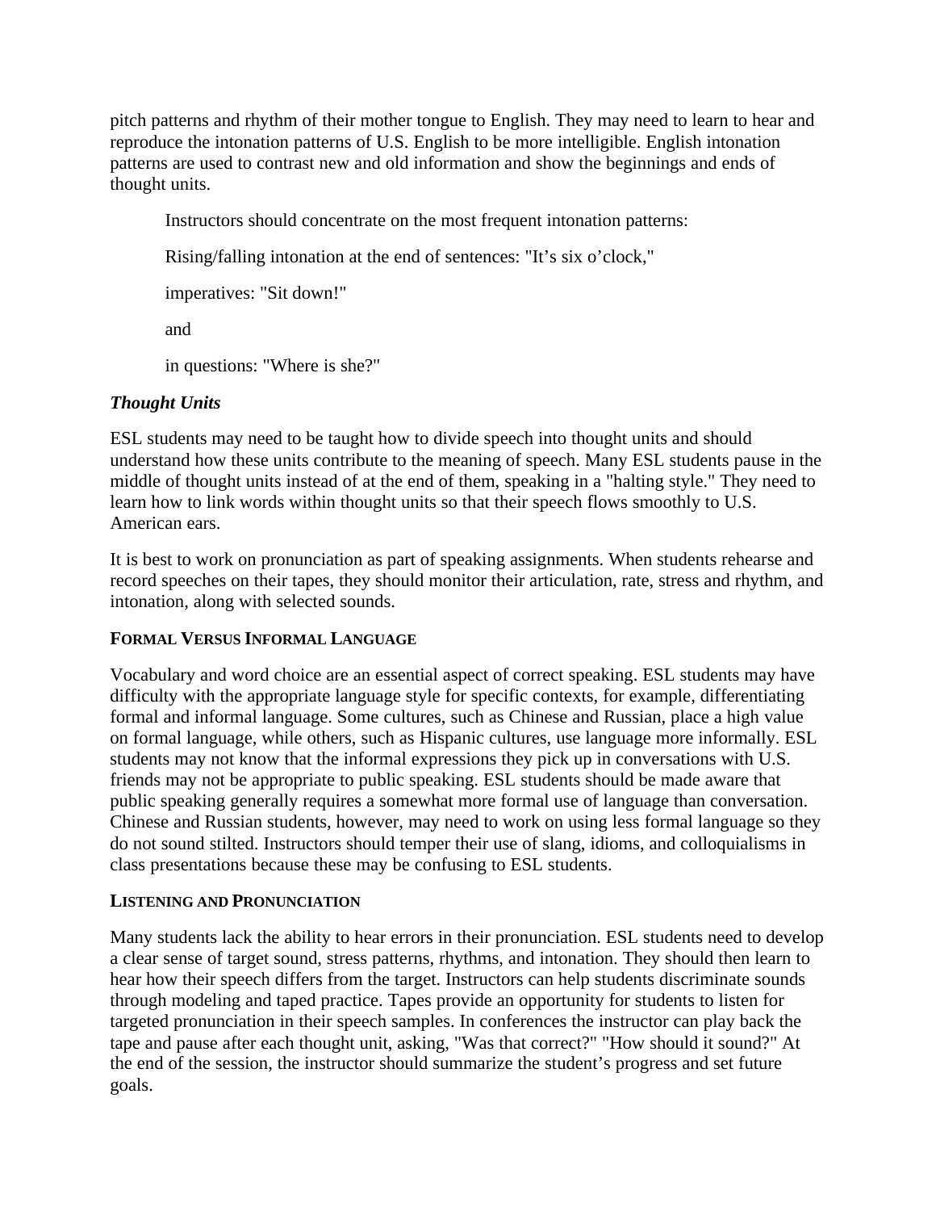pitch patterns and rhythm of their mother tongue to English. They may need to learn to hear and reproduce the intonation patterns of U.S. English to be more intelligible. English intonation patterns are used to contrast new and old information and show the beginnings and ends of thought units.

> Instructors should concentrate on the most frequent intonation patterns:
>
> Rising/falling intonation at the end of sentences: "It's six o'clock,"
>
> imperatives: "Sit down!"
>
> and
>
> in questions: "Where is she?"

### *Thought Units*

ESL students may need to be taught how to divide speech into thought units and should understand how these units contribute to the meaning of speech. Many ESL students pause in the middle of thought units instead of at the end of them, speaking in a "halting style." They need to learn how to link words within thought units so that their speech flows smoothly to U.S. American ears.

It is best to work on pronunciation as part of speaking assignments. When students rehearse and record speeches on their tapes, they should monitor their articulation, rate, stress and rhythm, and intonation, along with selected sounds.

## FORMAL VERSUS INFORMAL LANGUAGE

Vocabulary and word choice are an essential aspect of correct speaking. ESL students may have difficulty with the appropriate language style for specific contexts, for example, differentiating formal and informal language. Some cultures, such as Chinese and Russian, place a high value on formal language, while others, such as Hispanic cultures, use language more informally. ESL students may not know that the informal expressions they pick up in conversations with U.S. friends may not be appropriate to public speaking. ESL students should be made aware that public speaking generally requires a somewhat more formal use of language than conversation. Chinese and Russian students, however, may need to work on using less formal language so they do not sound stilted. Instructors should temper their use of slang, idioms, and colloquialisms in class presentations because these may be confusing to ESL students.

## LISTENING AND PRONUNCIATION

Many students lack the ability to hear errors in their pronunciation. ESL students need to develop a clear sense of target sound, stress patterns, rhythms, and intonation. They should then learn to hear how their speech differs from the target. Instructors can help students discriminate sounds through modeling and taped practice. Tapes provide an opportunity for students to listen for targeted pronunciation in their speech samples. In conferences the instructor can play back the tape and pause after each thought unit, asking, "Was that correct?" "How should it sound?" At the end of the session, the instructor should summarize the student's progress and set future goals.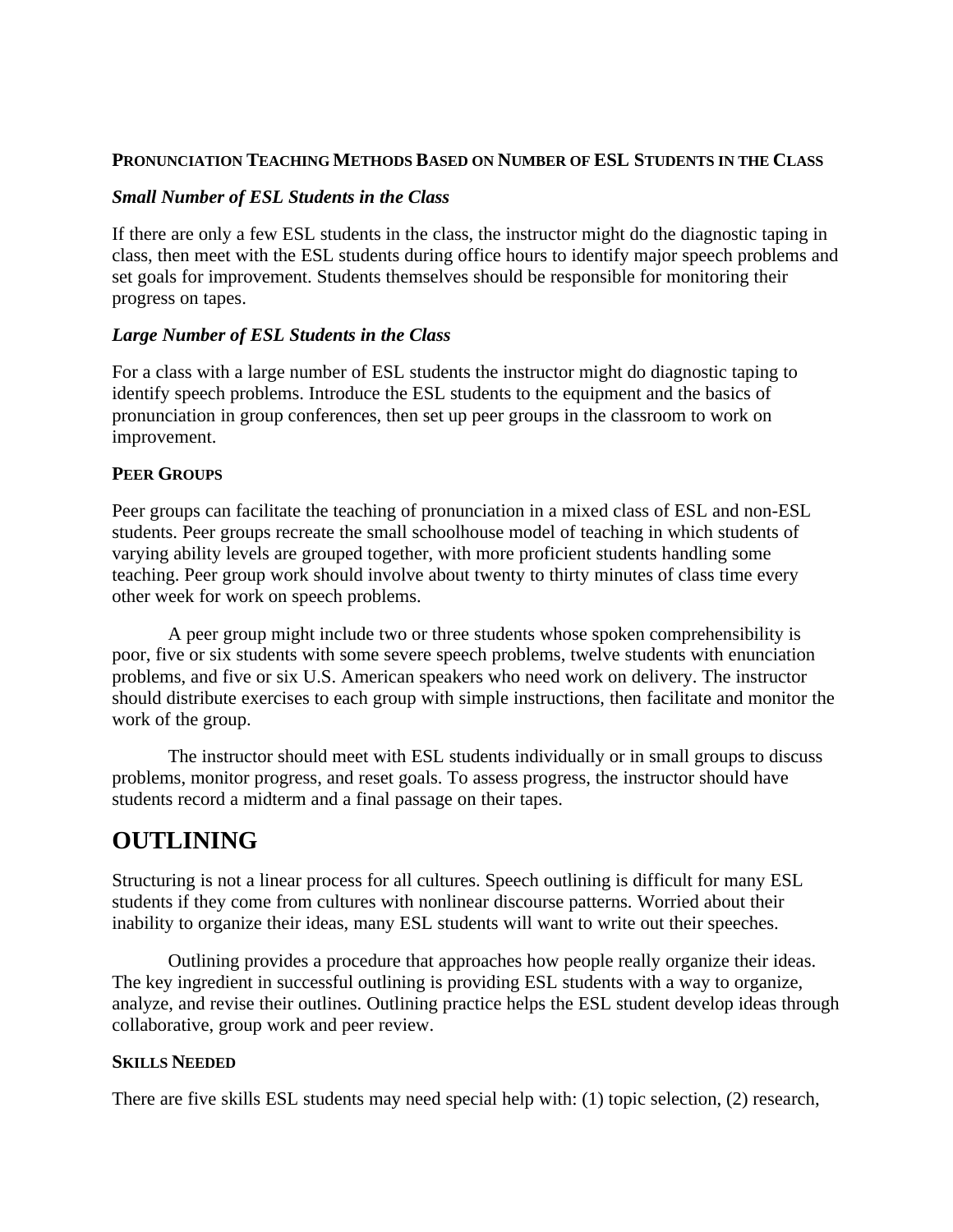### PRONUNCIATION TEACHING METHODS BASED ON NUMBER OF ESL STUDENTS IN THE CLASS

***Small Number of ESL Students in the Class***

If there are only a few ESL students in the class, the instructor might do the diagnostic taping in class, then meet with the ESL students during office hours to identify major speech problems and set goals for improvement. Students themselves should be responsible for monitoring their progress on tapes.

***Large Number of ESL Students in the Class***

For a class with a large number of ESL students the instructor might do diagnostic taping to identify speech problems. Introduce the ESL students to the equipment and the basics of pronunciation in group conferences, then set up peer groups in the classroom to work on improvement.

### PEER GROUPS

Peer groups can facilitate the teaching of pronunciation in a mixed class of ESL and non-ESL students. Peer groups recreate the small schoolhouse model of teaching in which students of varying ability levels are grouped together, with more proficient students handling some teaching. Peer group work should involve about twenty to thirty minutes of class time every other week for work on speech problems.

A peer group might include two or three students whose spoken comprehensibility is poor, five or six students with some severe speech problems, twelve students with enunciation problems, and five or six U.S. American speakers who need work on delivery. The instructor should distribute exercises to each group with simple instructions, then facilitate and monitor the work of the group.

The instructor should meet with ESL students individually or in small groups to discuss problems, monitor progress, and reset goals. To assess progress, the instructor should have students record a midterm and a final passage on their tapes.

# OUTLINING

Structuring is not a linear process for all cultures. Speech outlining is difficult for many ESL students if they come from cultures with nonlinear discourse patterns. Worried about their inability to organize their ideas, many ESL students will want to write out their speeches.

Outlining provides a procedure that approaches how people really organize their ideas. The key ingredient in successful outlining is providing ESL students with a way to organize, analyze, and revise their outlines. Outlining practice helps the ESL student develop ideas through collaborative, group work and peer review.

### SKILLS NEEDED

There are five skills ESL students may need special help with: (1) topic selection, (2) research,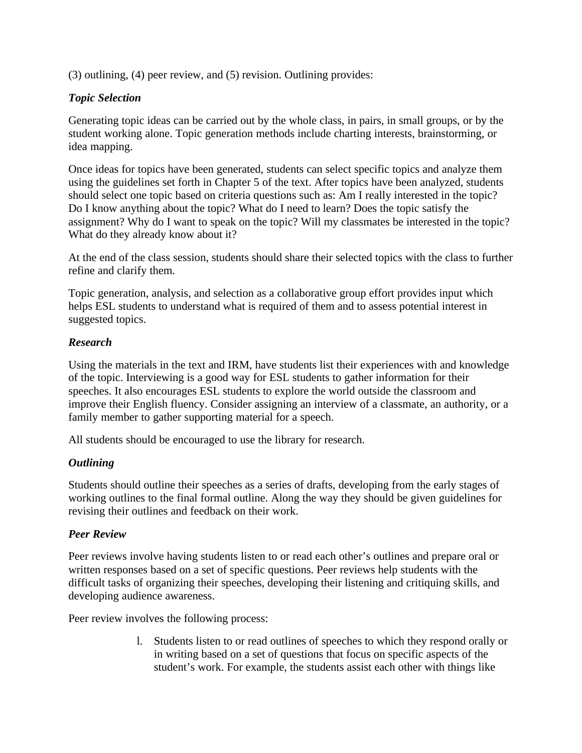(3) outlining, (4) peer review, and (5) revision. Outlining provides:

***Topic Selection***

Generating topic ideas can be carried out by the whole class, in pairs, in small groups, or by the student working alone. Topic generation methods include charting interests, brainstorming, or idea mapping.

Once ideas for topics have been generated, students can select specific topics and analyze them using the guidelines set forth in Chapter 5 of the text. After topics have been analyzed, students should select one topic based on criteria questions such as: Am I really interested in the topic? Do I know anything about the topic? What do I need to learn? Does the topic satisfy the assignment? Why do I want to speak on the topic? Will my classmates be interested in the topic? What do they already know about it?

At the end of the class session, students should share their selected topics with the class to further refine and clarify them.

Topic generation, analysis, and selection as a collaborative group effort provides input which helps ESL students to understand what is required of them and to assess potential interest in suggested topics.

***Research***

Using the materials in the text and IRM, have students list their experiences with and knowledge of the topic. Interviewing is a good way for ESL students to gather information for their speeches. It also encourages ESL students to explore the world outside the classroom and improve their English fluency. Consider assigning an interview of a classmate, an authority, or a family member to gather supporting material for a speech.

All students should be encouraged to use the library for research.

***Outlining***

Students should outline their speeches as a series of drafts, developing from the early stages of working outlines to the final formal outline. Along the way they should be given guidelines for revising their outlines and feedback on their work.

***Peer Review***

Peer reviews involve having students listen to or read each other's outlines and prepare oral or written responses based on a set of specific questions. Peer reviews help students with the difficult tasks of organizing their speeches, developing their listening and critiquing skills, and developing audience awareness.

Peer review involves the following process:

1. Students listen to or read outlines of speeches to which they respond orally or in writing based on a set of questions that focus on specific aspects of the student's work. For example, the students assist each other with things like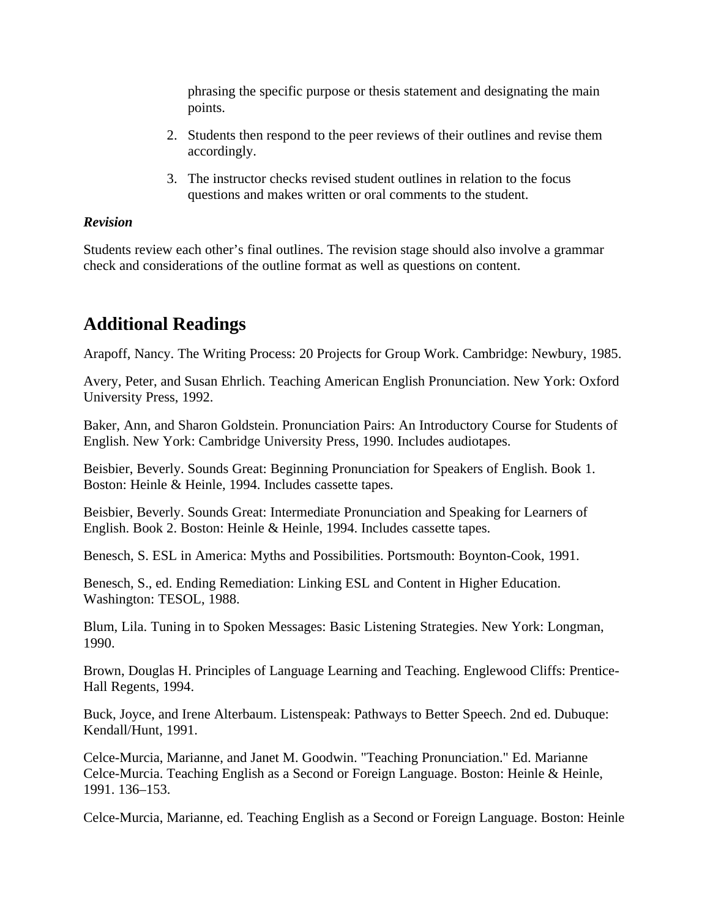phrasing the specific purpose or thesis statement and designating the main points.

2. Students then respond to the peer reviews of their outlines and revise them accordingly.
3. The instructor checks revised student outlines in relation to the focus questions and makes written or oral comments to the student.

***Revision***

Students review each other's final outlines. The revision stage should also involve a grammar check and considerations of the outline format as well as questions on content.

## Additional Readings

Arapoff, Nancy. The Writing Process: 20 Projects for Group Work. Cambridge: Newbury, 1985.

Avery, Peter, and Susan Ehrlich. Teaching American English Pronunciation. New York: Oxford University Press, 1992.

Baker, Ann, and Sharon Goldstein. Pronunciation Pairs: An Introductory Course for Students of English. New York: Cambridge University Press, 1990. Includes audiotapes.

Beisbier, Beverly. Sounds Great: Beginning Pronunciation for Speakers of English. Book 1. Boston: Heinle & Heinle, 1994. Includes cassette tapes.

Beisbier, Beverly. Sounds Great: Intermediate Pronunciation and Speaking for Learners of English. Book 2. Boston: Heinle & Heinle, 1994. Includes cassette tapes.

Benesch, S. ESL in America: Myths and Possibilities. Portsmouth: Boynton-Cook, 1991.

Benesch, S., ed. Ending Remediation: Linking ESL and Content in Higher Education. Washington: TESOL, 1988.

Blum, Lila. Tuning in to Spoken Messages: Basic Listening Strategies. New York: Longman, 1990.

Brown, Douglas H. Principles of Language Learning and Teaching. Englewood Cliffs: Prentice-Hall Regents, 1994.

Buck, Joyce, and Irene Alterbaum. Listenspeak: Pathways to Better Speech. 2nd ed. Dubuque: Kendall/Hunt, 1991.

Celce-Murcia, Marianne, and Janet M. Goodwin. "Teaching Pronunciation." Ed. Marianne Celce-Murcia. Teaching English as a Second or Foreign Language. Boston: Heinle & Heinle, 1991. 136–153.

Celce-Murcia, Marianne, ed. Teaching English as a Second or Foreign Language. Boston: Heinle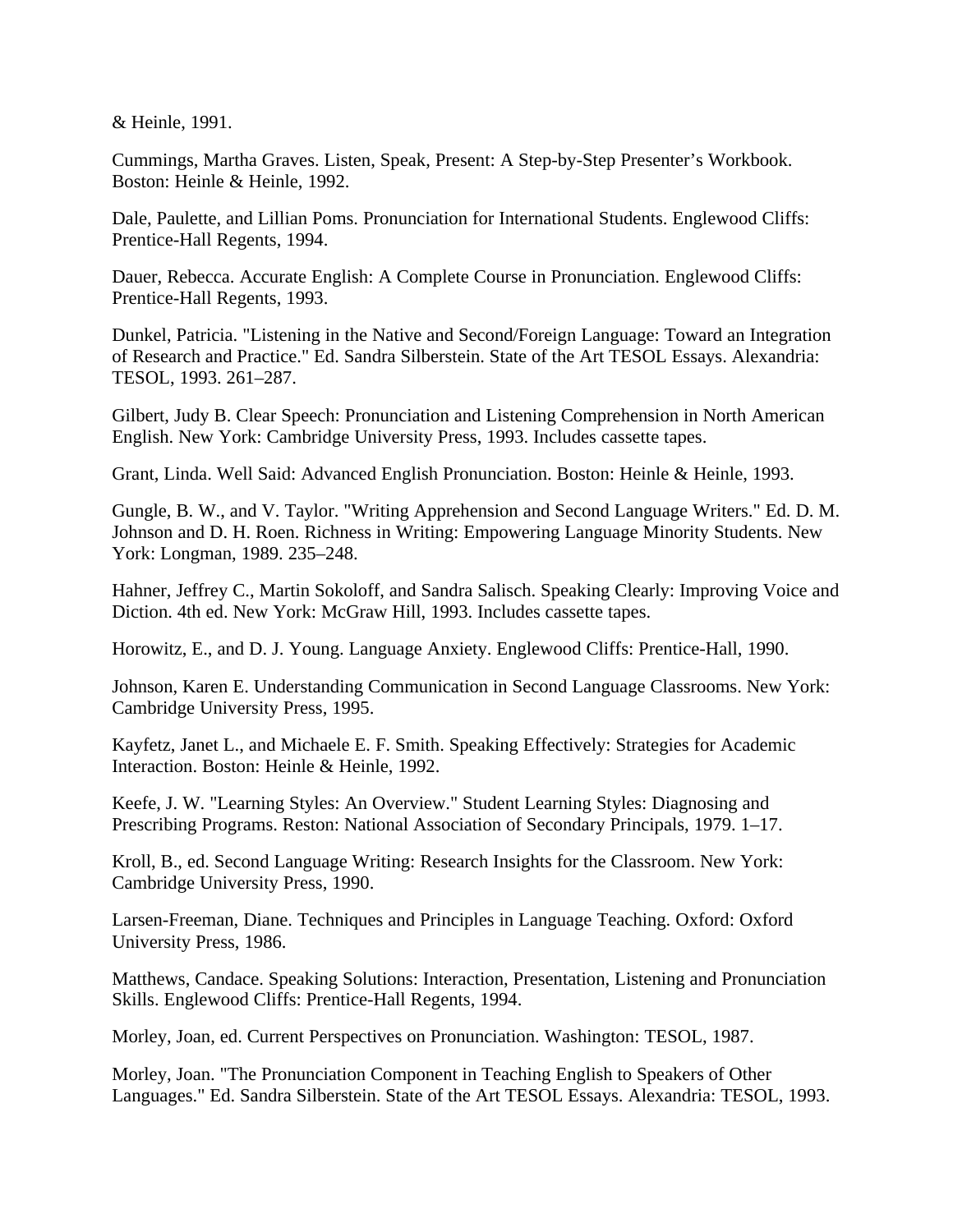& Heinle, 1991.

Cummings, Martha Graves. Listen, Speak, Present: A Step-by-Step Presenter's Workbook. Boston: Heinle & Heinle, 1992.

Dale, Paulette, and Lillian Poms. Pronunciation for International Students. Englewood Cliffs: Prentice-Hall Regents, 1994.

Dauer, Rebecca. Accurate English: A Complete Course in Pronunciation. Englewood Cliffs: Prentice-Hall Regents, 1993.

Dunkel, Patricia. "Listening in the Native and Second/Foreign Language: Toward an Integration of Research and Practice." Ed. Sandra Silberstein. State of the Art TESOL Essays. Alexandria: TESOL, 1993. 261–287.

Gilbert, Judy B. Clear Speech: Pronunciation and Listening Comprehension in North American English. New York: Cambridge University Press, 1993. Includes cassette tapes.

Grant, Linda. Well Said: Advanced English Pronunciation. Boston: Heinle & Heinle, 1993.

Gungle, B. W., and V. Taylor. "Writing Apprehension and Second Language Writers." Ed. D. M. Johnson and D. H. Roen. Richness in Writing: Empowering Language Minority Students. New York: Longman, 1989. 235–248.

Hahner, Jeffrey C., Martin Sokoloff, and Sandra Salisch. Speaking Clearly: Improving Voice and Diction. 4th ed. New York: McGraw Hill, 1993. Includes cassette tapes.

Horowitz, E., and D. J. Young. Language Anxiety. Englewood Cliffs: Prentice-Hall, 1990.

Johnson, Karen E. Understanding Communication in Second Language Classrooms. New York: Cambridge University Press, 1995.

Kayfetz, Janet L., and Michaele E. F. Smith. Speaking Effectively: Strategies for Academic Interaction. Boston: Heinle & Heinle, 1992.

Keefe, J. W. "Learning Styles: An Overview." Student Learning Styles: Diagnosing and Prescribing Programs. Reston: National Association of Secondary Principals, 1979. 1–17.

Kroll, B., ed. Second Language Writing: Research Insights for the Classroom. New York: Cambridge University Press, 1990.

Larsen-Freeman, Diane. Techniques and Principles in Language Teaching. Oxford: Oxford University Press, 1986.

Matthews, Candace. Speaking Solutions: Interaction, Presentation, Listening and Pronunciation Skills. Englewood Cliffs: Prentice-Hall Regents, 1994.

Morley, Joan, ed. Current Perspectives on Pronunciation. Washington: TESOL, 1987.

Morley, Joan. "The Pronunciation Component in Teaching English to Speakers of Other Languages." Ed. Sandra Silberstein. State of the Art TESOL Essays. Alexandria: TESOL, 1993.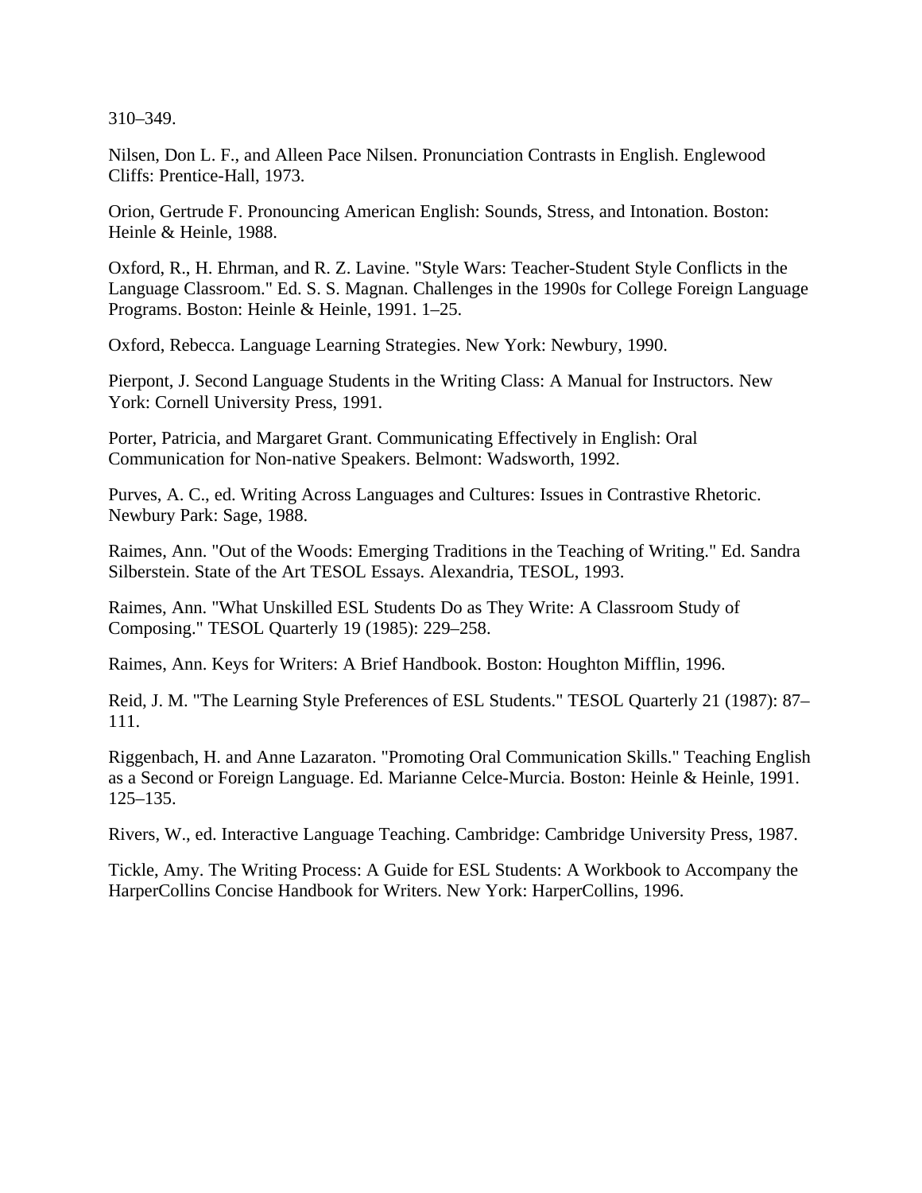310–349.

Nilsen, Don L. F., and Alleen Pace Nilsen. Pronunciation Contrasts in English. Englewood Cliffs: Prentice-Hall, 1973.

Orion, Gertrude F. Pronouncing American English: Sounds, Stress, and Intonation. Boston: Heinle & Heinle, 1988.

Oxford, R., H. Ehrman, and R. Z. Lavine. "Style Wars: Teacher-Student Style Conflicts in the Language Classroom." Ed. S. S. Magnan. Challenges in the 1990s for College Foreign Language Programs. Boston: Heinle & Heinle, 1991. 1–25.

Oxford, Rebecca. Language Learning Strategies. New York: Newbury, 1990.

Pierpont, J. Second Language Students in the Writing Class: A Manual for Instructors. New York: Cornell University Press, 1991.

Porter, Patricia, and Margaret Grant. Communicating Effectively in English: Oral Communication for Non-native Speakers. Belmont: Wadsworth, 1992.

Purves, A. C., ed. Writing Across Languages and Cultures: Issues in Contrastive Rhetoric. Newbury Park: Sage, 1988.

Raimes, Ann. "Out of the Woods: Emerging Traditions in the Teaching of Writing." Ed. Sandra Silberstein. State of the Art TESOL Essays. Alexandria, TESOL, 1993.

Raimes, Ann. "What Unskilled ESL Students Do as They Write: A Classroom Study of Composing." TESOL Quarterly 19 (1985): 229–258.

Raimes, Ann. Keys for Writers: A Brief Handbook. Boston: Houghton Mifflin, 1996.

Reid, J. M. "The Learning Style Preferences of ESL Students." TESOL Quarterly 21 (1987): 87–111.

Riggenbach, H. and Anne Lazaraton. "Promoting Oral Communication Skills." Teaching English as a Second or Foreign Language. Ed. Marianne Celce-Murcia. Boston: Heinle & Heinle, 1991. 125–135.

Rivers, W., ed. Interactive Language Teaching. Cambridge: Cambridge University Press, 1987.

Tickle, Amy. The Writing Process: A Guide for ESL Students: A Workbook to Accompany the HarperCollins Concise Handbook for Writers. New York: HarperCollins, 1996.